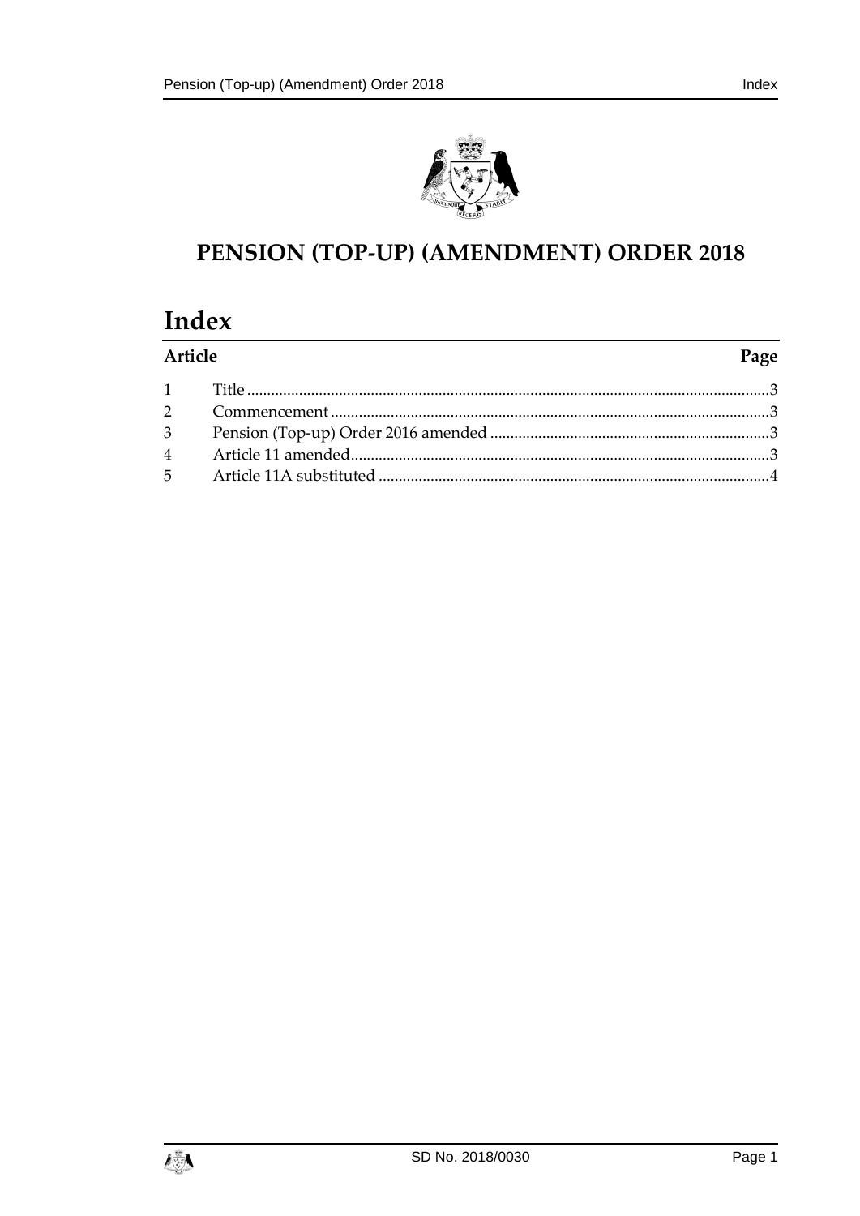# PENSION (TOP-UP) (AMENDMENT) ORDER 2018

## Index

| Article | | Page |
|---|---|---|
| 1 | Title | 3 |
| 2 | Commencement | 3 |
| 3 | Pension (Top-up) Order 2016 amended | 3 |
| 4 | Article 11 amended | 3 |
| 5 | Article 11A substituted | 4 |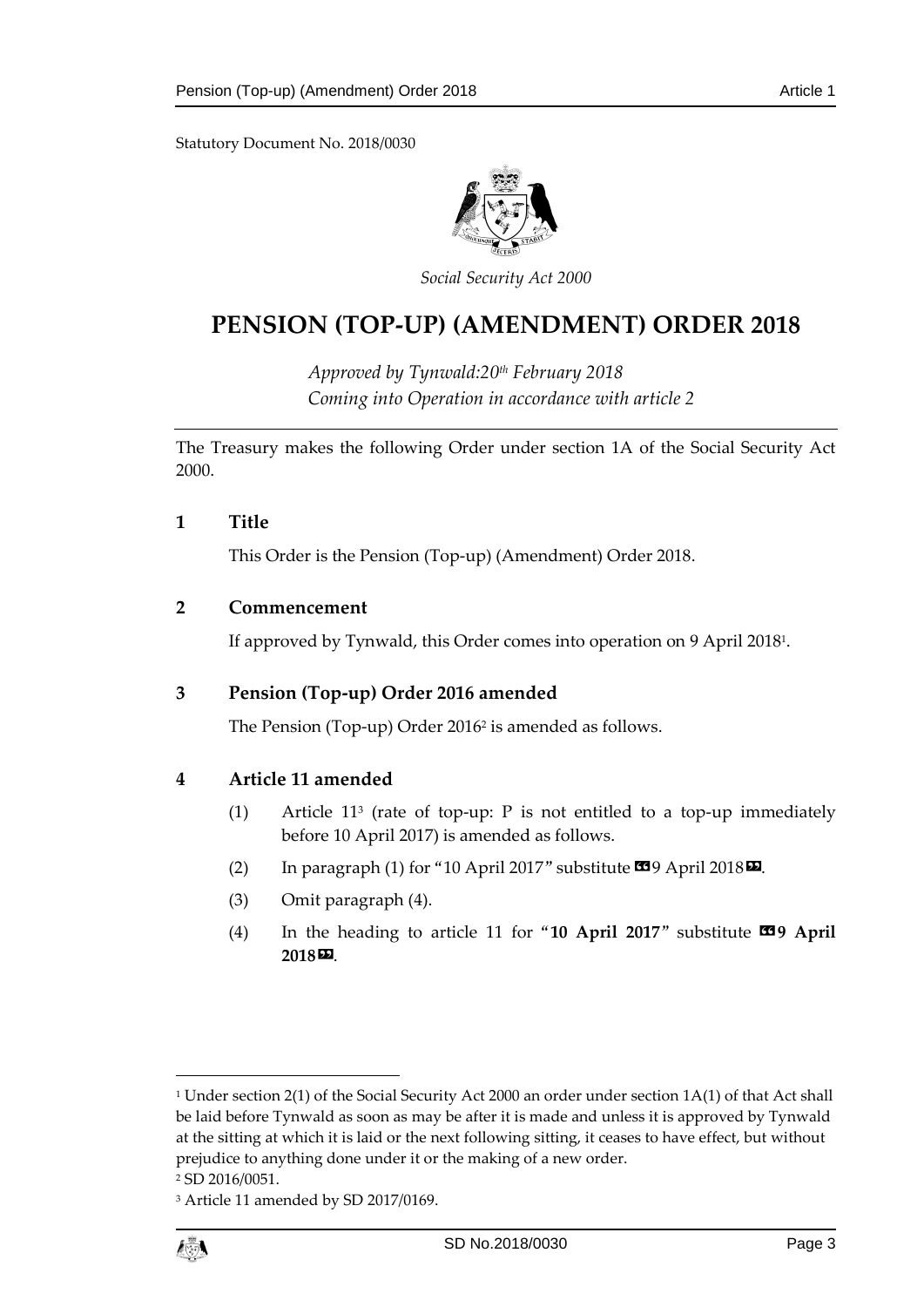Statutory Document No. 2018/0030

*Social Security Act 2000*

# PENSION (TOP-UP) (AMENDMENT) ORDER 2018

*Approved by Tynwald:20th February 2018*
*Coming into Operation in accordance with article 2*

The Treasury makes the following Order under section 1A of the Social Security Act 2000.

## 1 Title

This Order is the Pension (Top-up) (Amendment) Order 2018.

## 2 Commencement

If approved by Tynwald, this Order comes into operation on 9 April 2018[1].

## 3 Pension (Top-up) Order 2016 amended

The Pension (Top-up) Order 2016[2] is amended as follows.

## 4 Article 11 amended

(1) Article 11[3] (rate of top-up: P is not entitled to a top-up immediately before 10 April 2017) is amended as follows.

(2) In paragraph (1) for "10 April 2017" substitute «9 April 2018».

(3) Omit paragraph (4).

(4) In the heading to article 11 for "**10 April 2017**" substitute «**9 April 2018**».

---

[1] Under section 2(1) of the Social Security Act 2000 an order under section 1A(1) of that Act shall be laid before Tynwald as soon as may be after it is made and unless it is approved by Tynwald at the sitting at which it is laid or the next following sitting, it ceases to have effect, but without prejudice to anything done under it or the making of a new order.

[2] SD 2016/0051.

[3] Article 11 amended by SD 2017/0169.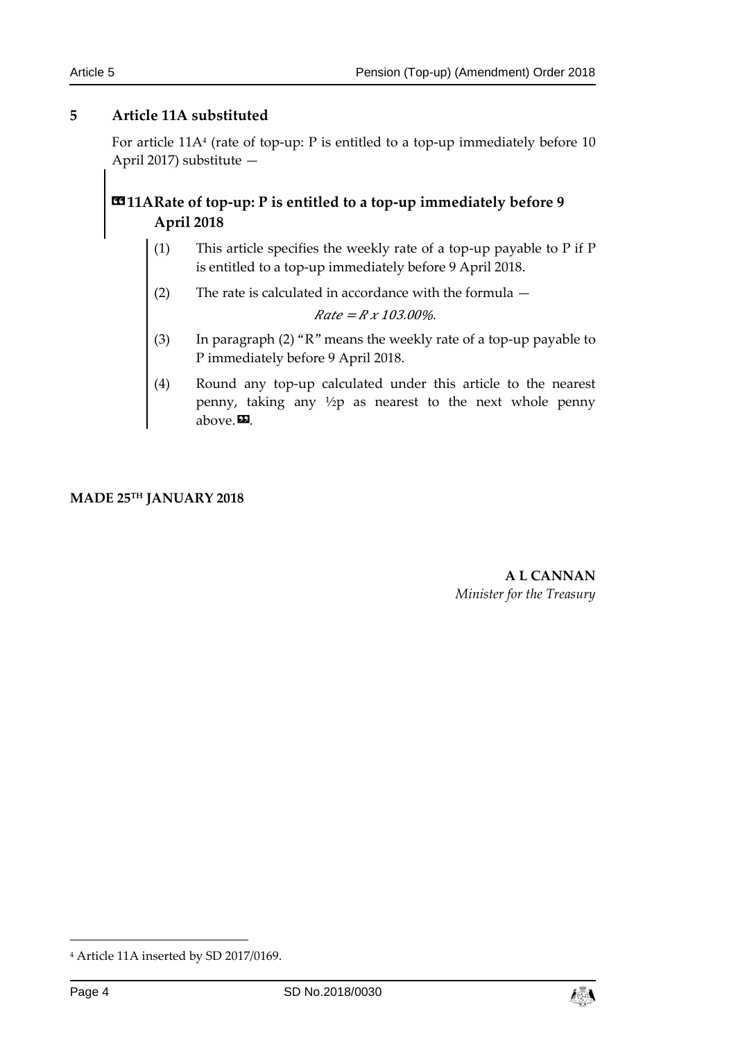## 5 Article 11A substituted

For article 11A[4] (rate of top-up: P is entitled to a top-up immediately before 10 April 2017) substitute —

### «11A Rate of top-up: P is entitled to a top-up immediately before 9 April 2018

(1) This article specifies the weekly rate of a top-up payable to P if P is entitled to a top-up immediately before 9 April 2018.

(2) The rate is calculated in accordance with the formula —

$$Rate = R \times 103.00\%.$$

(3) In paragraph (2) "R" means the weekly rate of a top-up payable to P immediately before 9 April 2018.

(4) Round any top-up calculated under this article to the nearest penny, taking any ½p as nearest to the next whole penny above.».

**MADE 25TH JANUARY 2018**

**A L CANNAN**
*Minister for the Treasury*

[4] Article 11A inserted by SD 2017/0169.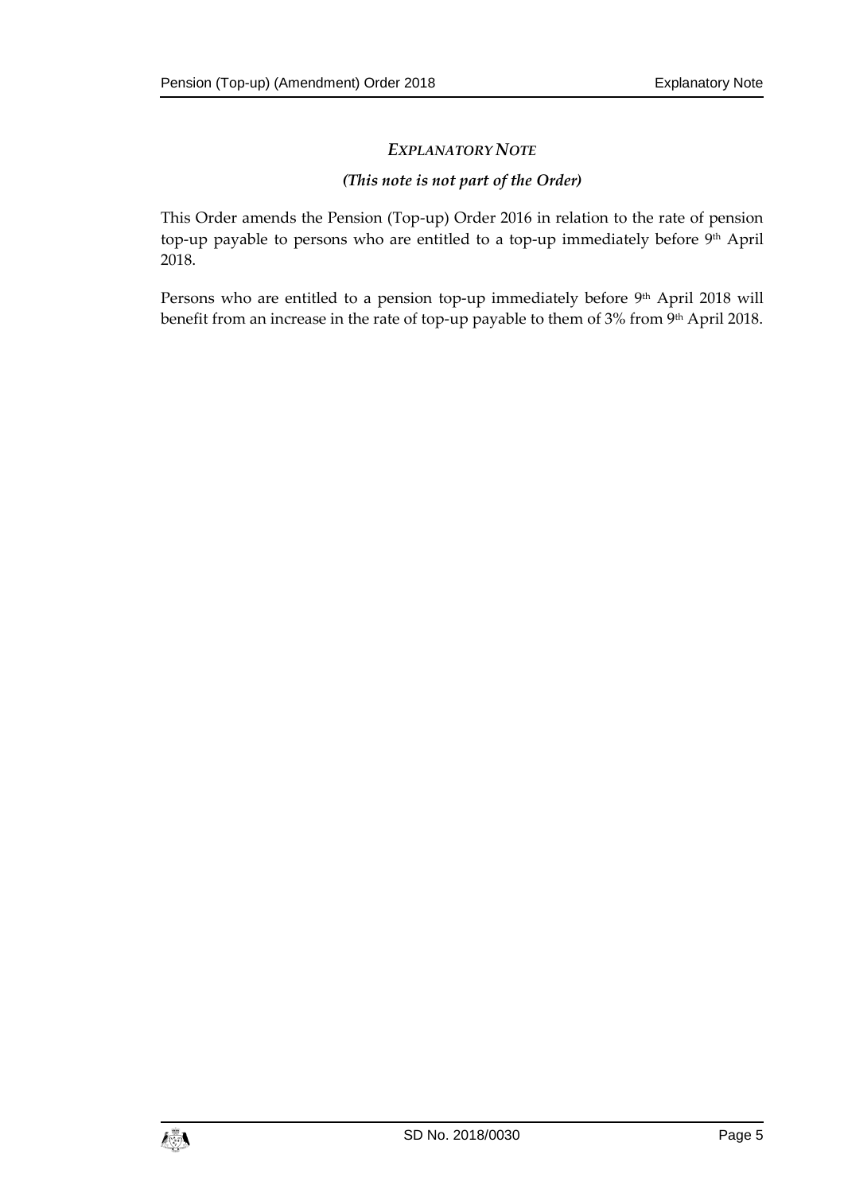## *EXPLANATORY NOTE*

***(This note is not part of the Order)***

This Order amends the Pension (Top-up) Order 2016 in relation to the rate of pension top-up payable to persons who are entitled to a top-up immediately before 9th April 2018.

Persons who are entitled to a pension top-up immediately before 9th April 2018 will benefit from an increase in the rate of top-up payable to them of 3% from 9th April 2018.